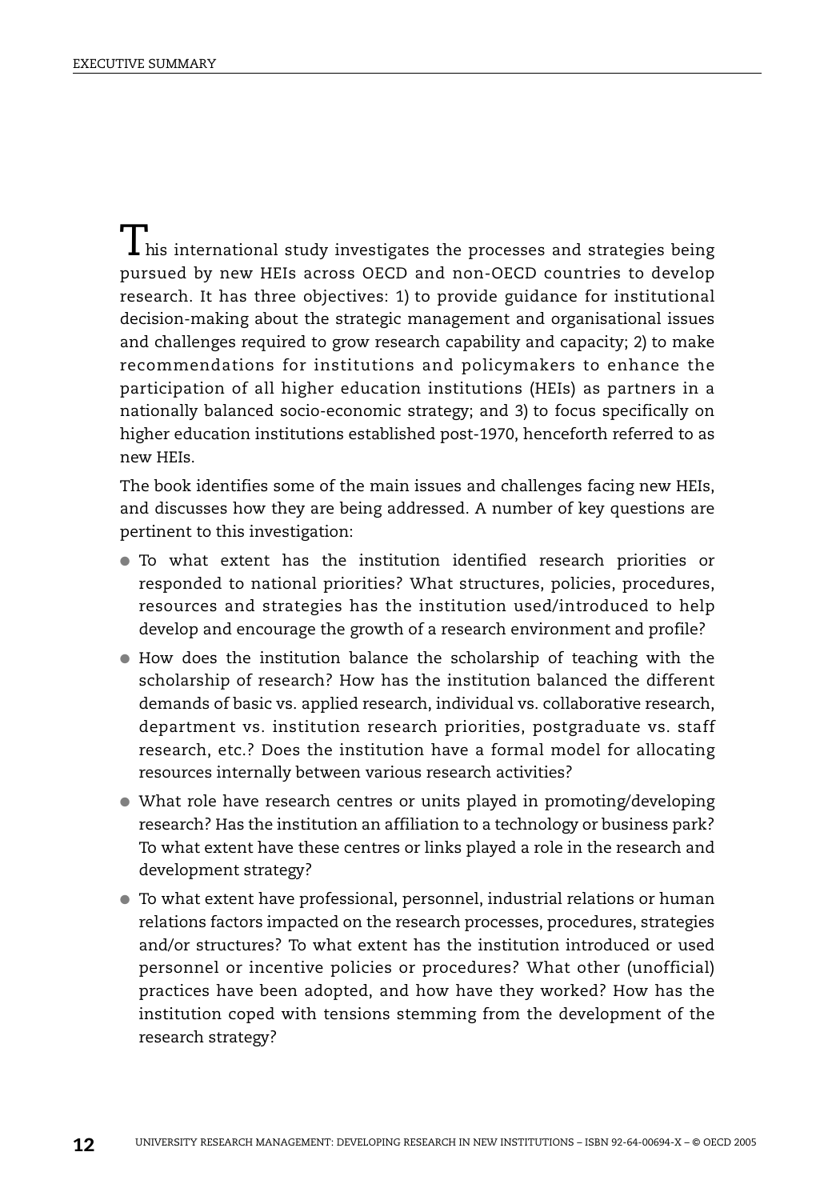This international study investigates the processes and strategies being pursued by new HEIs across OECD and non-OECD countries to develop research. It has three objectives: 1) to provide guidance for institutional decision-making about the strategic management and organisational issues and challenges required to grow research capability and capacity; 2) to make recommendations for institutions and policymakers to enhance the participation of all higher education institutions (HEIs) as partners in a nationally balanced socio-economic strategy; and 3) to focus specifically on higher education institutions established post-1970, henceforth referred to as new HEIs.

The book identifies some of the main issues and challenges facing new HEIs, and discusses how they are being addressed. A number of key questions are pertinent to this investigation:

- To what extent has the institution identified research priorities or responded to national priorities? What structures, policies, procedures, resources and strategies has the institution used/introduced to help develop and encourage the growth of a research environment and profile?
- How does the institution balance the scholarship of teaching with the scholarship of research? How has the institution balanced the different demands of basic vs. applied research, individual vs. collaborative research, department vs. institution research priorities, postgraduate vs. staff research, etc.? Does the institution have a formal model for allocating resources internally between various research activities?
- What role have research centres or units played in promoting/developing research? Has the institution an affiliation to a technology or business park? To what extent have these centres or links played a role in the research and development strategy?
- To what extent have professional, personnel, industrial relations or human relations factors impacted on the research processes, procedures, strategies and/or structures? To what extent has the institution introduced or used personnel or incentive policies or procedures? What other (unofficial) practices have been adopted, and how have they worked? How has the institution coped with tensions stemming from the development of the research strategy?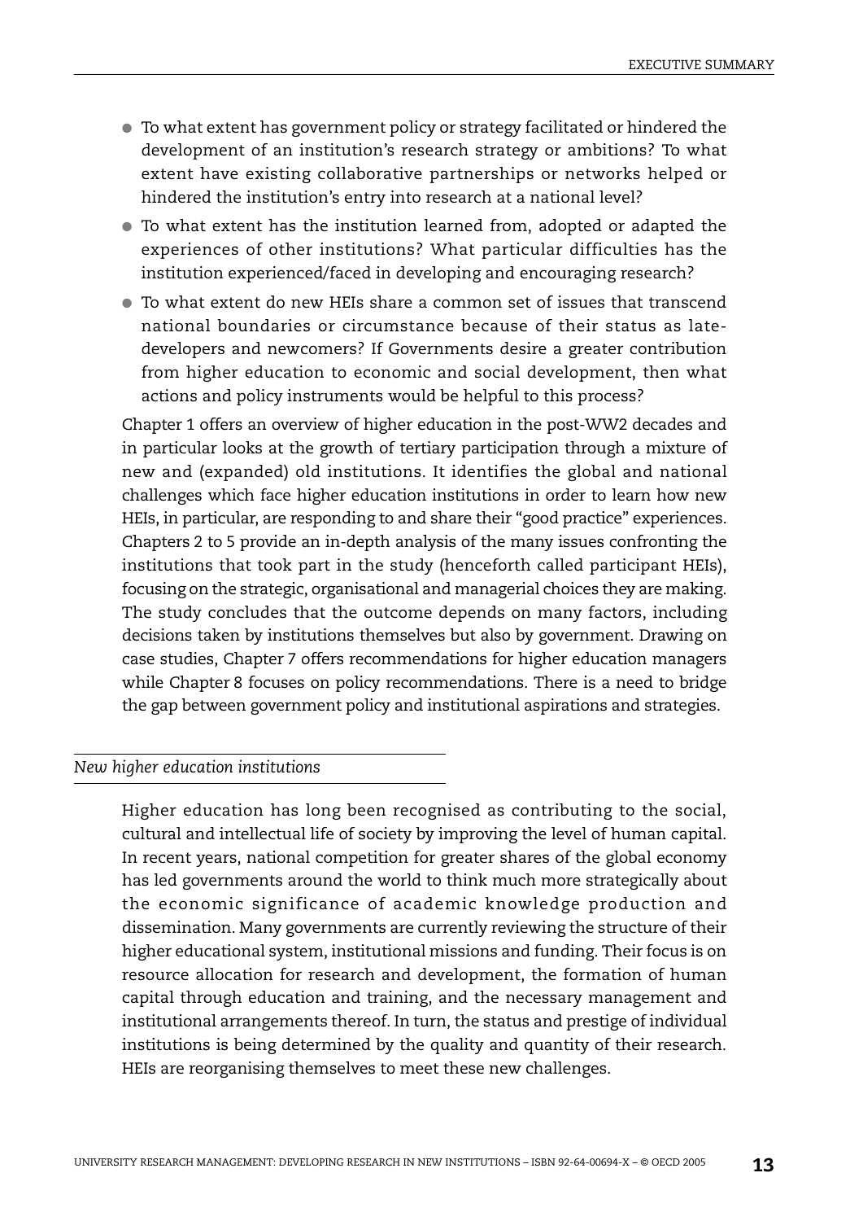- To what extent has government policy or strategy facilitated or hindered the development of an institution's research strategy or ambitions? To what extent have existing collaborative partnerships or networks helped or hindered the institution's entry into research at a national level?
- To what extent has the institution learned from, adopted or adapted the experiences of other institutions? What particular difficulties has the institution experienced/faced in developing and encouraging research?
- To what extent do new HEIs share a common set of issues that transcend national boundaries or circumstance because of their status as late-developers and newcomers? If Governments desire a greater contribution from higher education to economic and social development, then what actions and policy instruments would be helpful to this process?

Chapter 1 offers an overview of higher education in the post-WW2 decades and in particular looks at the growth of tertiary participation through a mixture of new and (expanded) old institutions. It identifies the global and national challenges which face higher education institutions in order to learn how new HEIs, in particular, are responding to and share their "good practice" experiences. Chapters 2 to 5 provide an in-depth analysis of the many issues confronting the institutions that took part in the study (henceforth called participant HEIs), focusing on the strategic, organisational and managerial choices they are making. The study concludes that the outcome depends on many factors, including decisions taken by institutions themselves but also by government. Drawing on case studies, Chapter 7 offers recommendations for higher education managers while Chapter 8 focuses on policy recommendations. There is a need to bridge the gap between government policy and institutional aspirations and strategies.

### *New higher education institutions*

Higher education has long been recognised as contributing to the social, cultural and intellectual life of society by improving the level of human capital. In recent years, national competition for greater shares of the global economy has led governments around the world to think much more strategically about the economic significance of academic knowledge production and dissemination. Many governments are currently reviewing the structure of their higher educational system, institutional missions and funding. Their focus is on resource allocation for research and development, the formation of human capital through education and training, and the necessary management and institutional arrangements thereof. In turn, the status and prestige of individual institutions is being determined by the quality and quantity of their research. HEIs are reorganising themselves to meet these new challenges.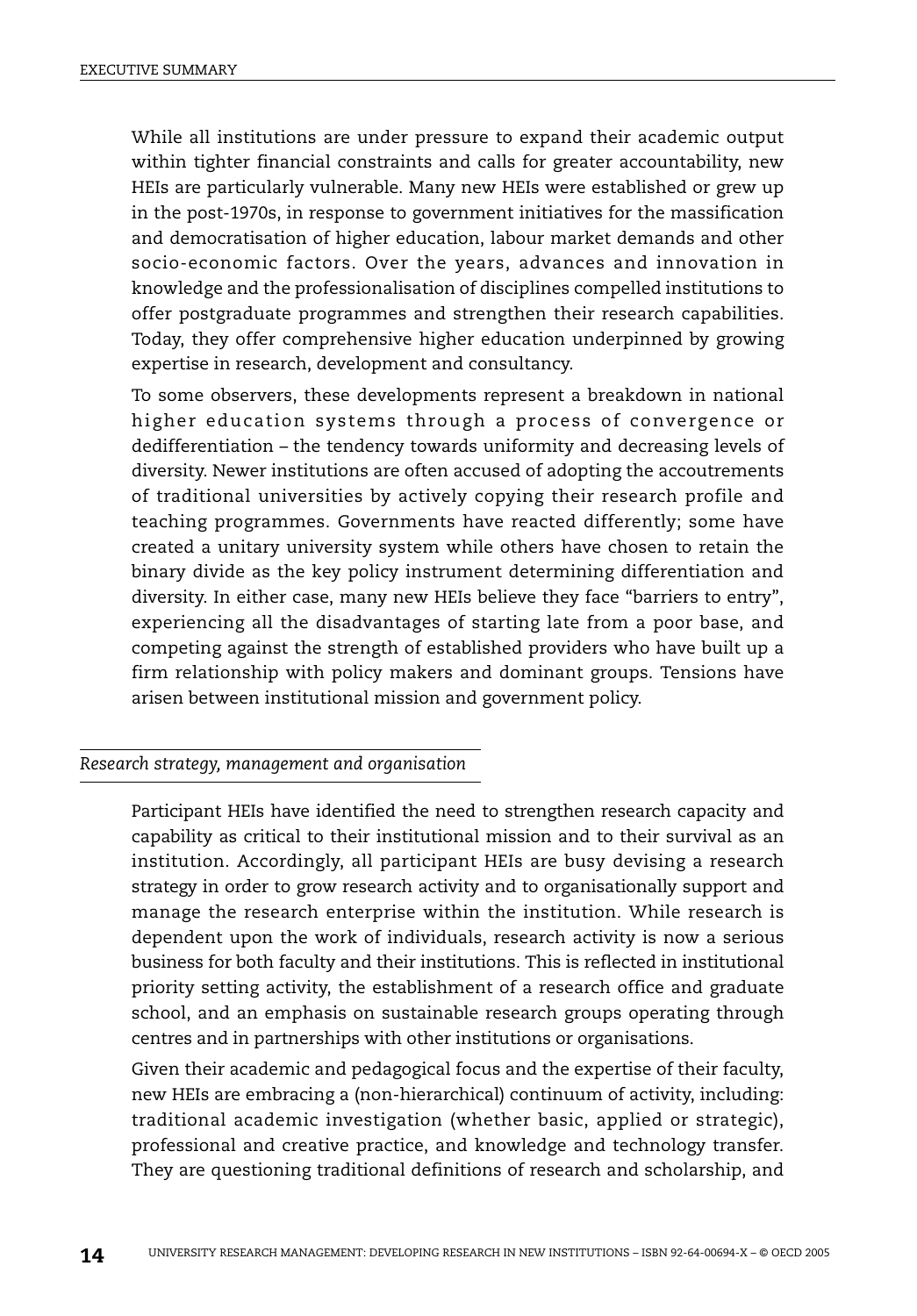While all institutions are under pressure to expand their academic output within tighter financial constraints and calls for greater accountability, new HEIs are particularly vulnerable. Many new HEIs were established or grew up in the post-1970s, in response to government initiatives for the massification and democratisation of higher education, labour market demands and other socio-economic factors. Over the years, advances and innovation in knowledge and the professionalisation of disciplines compelled institutions to offer postgraduate programmes and strengthen their research capabilities. Today, they offer comprehensive higher education underpinned by growing expertise in research, development and consultancy.

To some observers, these developments represent a breakdown in national higher education systems through a process of convergence or dedifferentiation – the tendency towards uniformity and decreasing levels of diversity. Newer institutions are often accused of adopting the accoutrements of traditional universities by actively copying their research profile and teaching programmes. Governments have reacted differently; some have created a unitary university system while others have chosen to retain the binary divide as the key policy instrument determining differentiation and diversity. In either case, many new HEIs believe they face "barriers to entry", experiencing all the disadvantages of starting late from a poor base, and competing against the strength of established providers who have built up a firm relationship with policy makers and dominant groups. Tensions have arisen between institutional mission and government policy.

### *Research strategy, management and organisation*

Participant HEIs have identified the need to strengthen research capacity and capability as critical to their institutional mission and to their survival as an institution. Accordingly, all participant HEIs are busy devising a research strategy in order to grow research activity and to organisationally support and manage the research enterprise within the institution. While research is dependent upon the work of individuals, research activity is now a serious business for both faculty and their institutions. This is reflected in institutional priority setting activity, the establishment of a research office and graduate school, and an emphasis on sustainable research groups operating through centres and in partnerships with other institutions or organisations.

Given their academic and pedagogical focus and the expertise of their faculty, new HEIs are embracing a (non-hierarchical) continuum of activity, including: traditional academic investigation (whether basic, applied or strategic), professional and creative practice, and knowledge and technology transfer. They are questioning traditional definitions of research and scholarship, and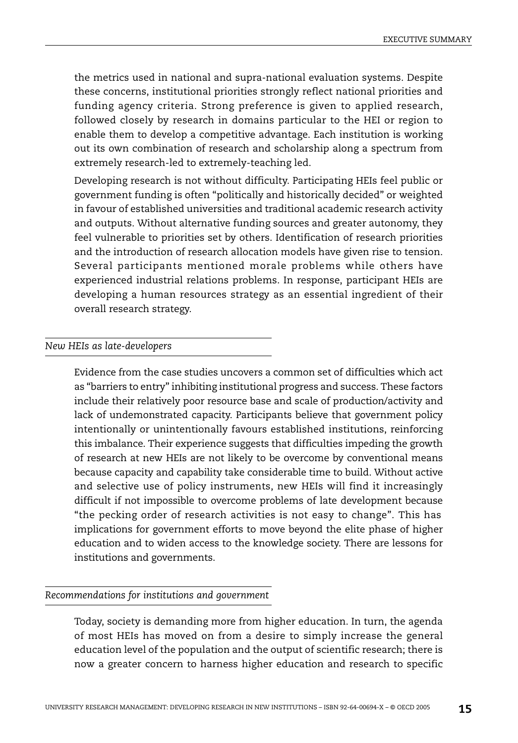the metrics used in national and supra-national evaluation systems. Despite these concerns, institutional priorities strongly reflect national priorities and funding agency criteria. Strong preference is given to applied research, followed closely by research in domains particular to the HEI or region to enable them to develop a competitive advantage. Each institution is working out its own combination of research and scholarship along a spectrum from extremely research-led to extremely-teaching led.

Developing research is not without difficulty. Participating HEIs feel public or government funding is often "politically and historically decided" or weighted in favour of established universities and traditional academic research activity and outputs. Without alternative funding sources and greater autonomy, they feel vulnerable to priorities set by others. Identification of research priorities and the introduction of research allocation models have given rise to tension. Several participants mentioned morale problems while others have experienced industrial relations problems. In response, participant HEIs are developing a human resources strategy as an essential ingredient of their overall research strategy.

### *New HEIs as late-developers*

Evidence from the case studies uncovers a common set of difficulties which act as "barriers to entry" inhibiting institutional progress and success. These factors include their relatively poor resource base and scale of production/activity and lack of undemonstrated capacity. Participants believe that government policy intentionally or unintentionally favours established institutions, reinforcing this imbalance. Their experience suggests that difficulties impeding the growth of research at new HEIs are not likely to be overcome by conventional means because capacity and capability take considerable time to build. Without active and selective use of policy instruments, new HEIs will find it increasingly difficult if not impossible to overcome problems of late development because "the pecking order of research activities is not easy to change". This has implications for government efforts to move beyond the elite phase of higher education and to widen access to the knowledge society. There are lessons for institutions and governments.

### *Recommendations for institutions and government*

Today, society is demanding more from higher education. In turn, the agenda of most HEIs has moved on from a desire to simply increase the general education level of the population and the output of scientific research; there is now a greater concern to harness higher education and research to specific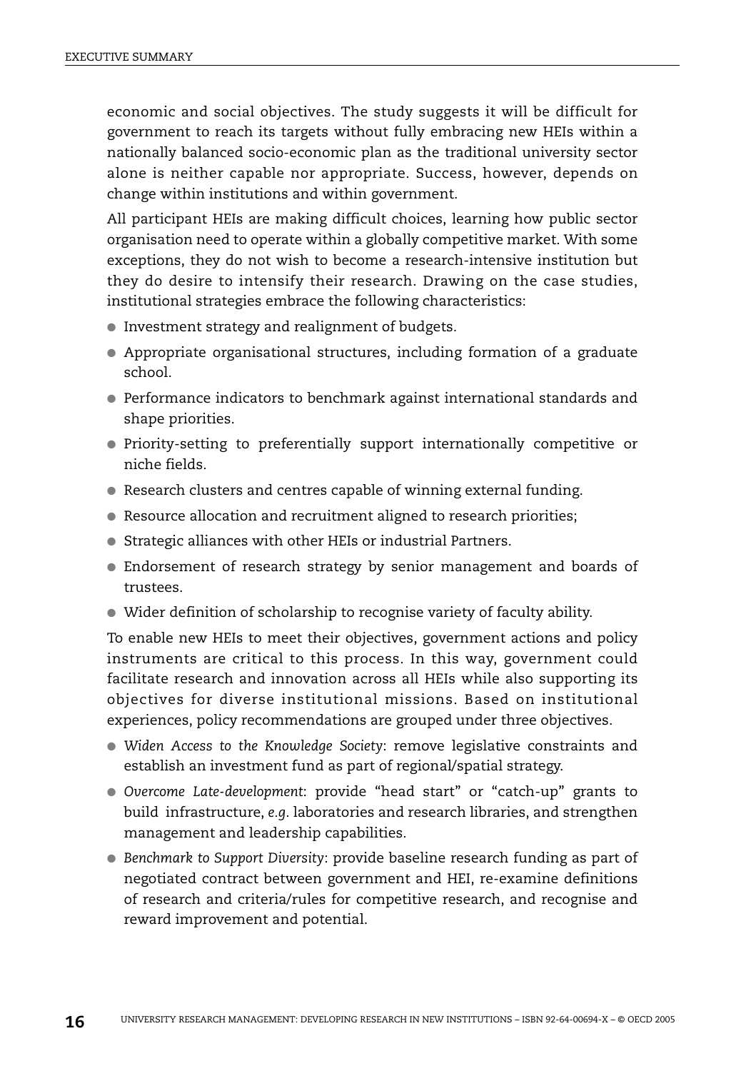economic and social objectives. The study suggests it will be difficult for government to reach its targets without fully embracing new HEIs within a nationally balanced socio-economic plan as the traditional university sector alone is neither capable nor appropriate. Success, however, depends on change within institutions and within government.

All participant HEIs are making difficult choices, learning how public sector organisation need to operate within a globally competitive market. With some exceptions, they do not wish to become a research-intensive institution but they do desire to intensify their research. Drawing on the case studies, institutional strategies embrace the following characteristics:

- Investment strategy and realignment of budgets.
- Appropriate organisational structures, including formation of a graduate school.
- Performance indicators to benchmark against international standards and shape priorities.
- Priority-setting to preferentially support internationally competitive or niche fields.
- Research clusters and centres capable of winning external funding.
- Resource allocation and recruitment aligned to research priorities;
- Strategic alliances with other HEIs or industrial Partners.
- Endorsement of research strategy by senior management and boards of trustees.
- Wider definition of scholarship to recognise variety of faculty ability.

To enable new HEIs to meet their objectives, government actions and policy instruments are critical to this process. In this way, government could facilitate research and innovation across all HEIs while also supporting its objectives for diverse institutional missions. Based on institutional experiences, policy recommendations are grouped under three objectives.

- *Widen Access to the Knowledge Society*: remove legislative constraints and establish an investment fund as part of regional/spatial strategy.
- *Overcome Late-development*: provide "head start" or "catch-up" grants to build infrastructure, *e.g.* laboratories and research libraries, and strengthen management and leadership capabilities.
- *Benchmark to Support Diversity*: provide baseline research funding as part of negotiated contract between government and HEI, re-examine definitions of research and criteria/rules for competitive research, and recognise and reward improvement and potential.